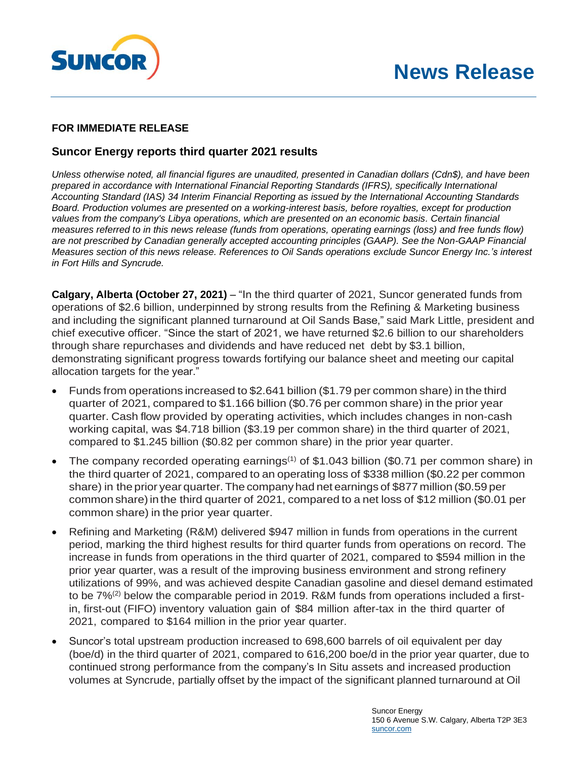# News Release

**FOR IMMEDIATE RELEASE**

## Suncor Energy reports third quarter 2021 results

*Unless otherwise noted, all financial figures are unaudited, presented in Canadian dollars (Cdn$), and have been prepared in accordance with International Financial Reporting Standards (IFRS), specifically International Accounting Standard (IAS) 34 Interim Financial Reporting as issued by the International Accounting Standards Board. Production volumes are presented on a working-interest basis, before royalties, except for production values from the company's Libya operations, which are presented on an economic basis. Certain financial measures referred to in this news release (funds from operations, operating earnings (loss) and free funds flow) are not prescribed by Canadian generally accepted accounting principles (GAAP). See the Non-GAAP Financial Measures section of this news release. References to Oil Sands operations exclude Suncor Energy Inc.'s interest in Fort Hills and Syncrude.*

**Calgary, Alberta (October 27, 2021)** – "In the third quarter of 2021, Suncor generated funds from operations of $2.6 billion, underpinned by strong results from the Refining & Marketing business and including the significant planned turnaround at Oil Sands Base," said Mark Little, president and chief executive officer. "Since the start of 2021, we have returned $2.6 billion to our shareholders through share repurchases and dividends and have reduced net debt by $3.1 billion, demonstrating significant progress towards fortifying our balance sheet and meeting our capital allocation targets for the year."

- Funds from operations increased to $2.641 billion ($1.79 per common share) in the third quarter of 2021, compared to $1.166 billion ($0.76 per common share) in the prior year quarter. Cash flow provided by operating activities, which includes changes in non-cash working capital, was $4.718 billion ($3.19 per common share) in the third quarter of 2021, compared to $1.245 billion ($0.82 per common share) in the prior year quarter.
- The company recorded operating earnings[(1)] of $1.043 billion ($0.71 per common share) in the third quarter of 2021, compared to an operating loss of $338 million ($0.22 per common share) in the prior year quarter. The company had net earnings of $877 million ($0.59 per common share) in the third quarter of 2021, compared to a net loss of $12 million ($0.01 per common share) in the prior year quarter.
- Refining and Marketing (R&M) delivered $947 million in funds from operations in the current period, marking the third highest results for third quarter funds from operations on record. The increase in funds from operations in the third quarter of 2021, compared to $594 million in the prior year quarter, was a result of the improving business environment and strong refinery utilizations of 99%, and was achieved despite Canadian gasoline and diesel demand estimated to be 7%[(2)] below the comparable period in 2019. R&M funds from operations included a first-in, first-out (FIFO) inventory valuation gain of $84 million after-tax in the third quarter of 2021, compared to $164 million in the prior year quarter.
- Suncor's total upstream production increased to 698,600 barrels of oil equivalent per day (boe/d) in the third quarter of 2021, compared to 616,200 boe/d in the prior year quarter, due to continued strong performance from the company's In Situ assets and increased production volumes at Syncrude, partially offset by the impact of the significant planned turnaround at Oil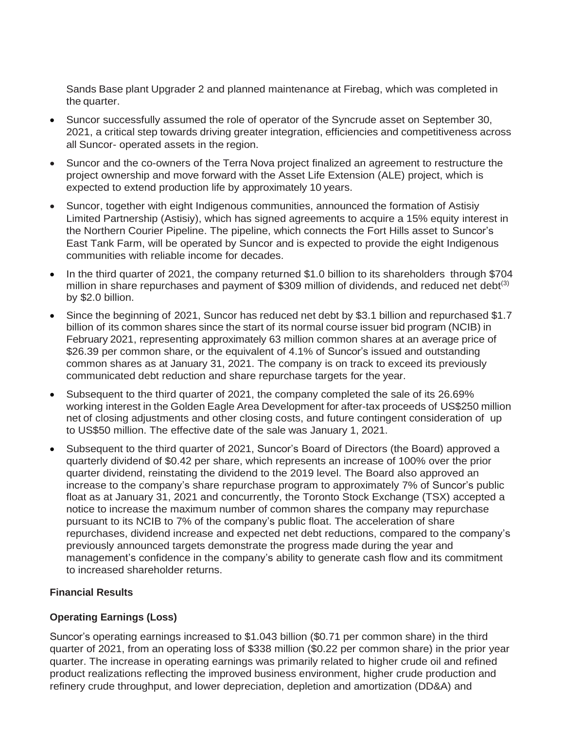Sands Base plant Upgrader 2 and planned maintenance at Firebag, which was completed in the quarter.

- Suncor successfully assumed the role of operator of the Syncrude asset on September 30, 2021, a critical step towards driving greater integration, efficiencies and competitiveness across all Suncor- operated assets in the region.
- Suncor and the co-owners of the Terra Nova project finalized an agreement to restructure the project ownership and move forward with the Asset Life Extension (ALE) project, which is expected to extend production life by approximately 10 years.
- Suncor, together with eight Indigenous communities, announced the formation of Astisiy Limited Partnership (Astisiy), which has signed agreements to acquire a 15% equity interest in the Northern Courier Pipeline. The pipeline, which connects the Fort Hills asset to Suncor's East Tank Farm, will be operated by Suncor and is expected to provide the eight Indigenous communities with reliable income for decades.
- In the third quarter of 2021, the company returned $1.0 billion to its shareholders through $704 million in share repurchases and payment of $309 million of dividends, and reduced net debt[3] by $2.0 billion.
- Since the beginning of 2021, Suncor has reduced net debt by $3.1 billion and repurchased $1.7 billion of its common shares since the start of its normal course issuer bid program (NCIB) in February 2021, representing approximately 63 million common shares at an average price of $26.39 per common share, or the equivalent of 4.1% of Suncor's issued and outstanding common shares as at January 31, 2021. The company is on track to exceed its previously communicated debt reduction and share repurchase targets for the year.
- Subsequent to the third quarter of 2021, the company completed the sale of its 26.69% working interest in the Golden Eagle Area Development for after-tax proceeds of US$250 million net of closing adjustments and other closing costs, and future contingent consideration of up to US$50 million. The effective date of the sale was January 1, 2021.
- Subsequent to the third quarter of 2021, Suncor's Board of Directors (the Board) approved a quarterly dividend of $0.42 per share, which represents an increase of 100% over the prior quarter dividend, reinstating the dividend to the 2019 level. The Board also approved an increase to the company's share repurchase program to approximately 7% of Suncor's public float as at January 31, 2021 and concurrently, the Toronto Stock Exchange (TSX) accepted a notice to increase the maximum number of common shares the company may repurchase pursuant to its NCIB to 7% of the company's public float. The acceleration of share repurchases, dividend increase and expected net debt reductions, compared to the company's previously announced targets demonstrate the progress made during the year and management's confidence in the company's ability to generate cash flow and its commitment to increased shareholder returns.

**Financial Results**

**Operating Earnings (Loss)**

Suncor's operating earnings increased to $1.043 billion ($0.71 per common share) in the third quarter of 2021, from an operating loss of $338 million ($0.22 per common share) in the prior year quarter. The increase in operating earnings was primarily related to higher crude oil and refined product realizations reflecting the improved business environment, higher crude production and refinery crude throughput, and lower depreciation, depletion and amortization (DD&A) and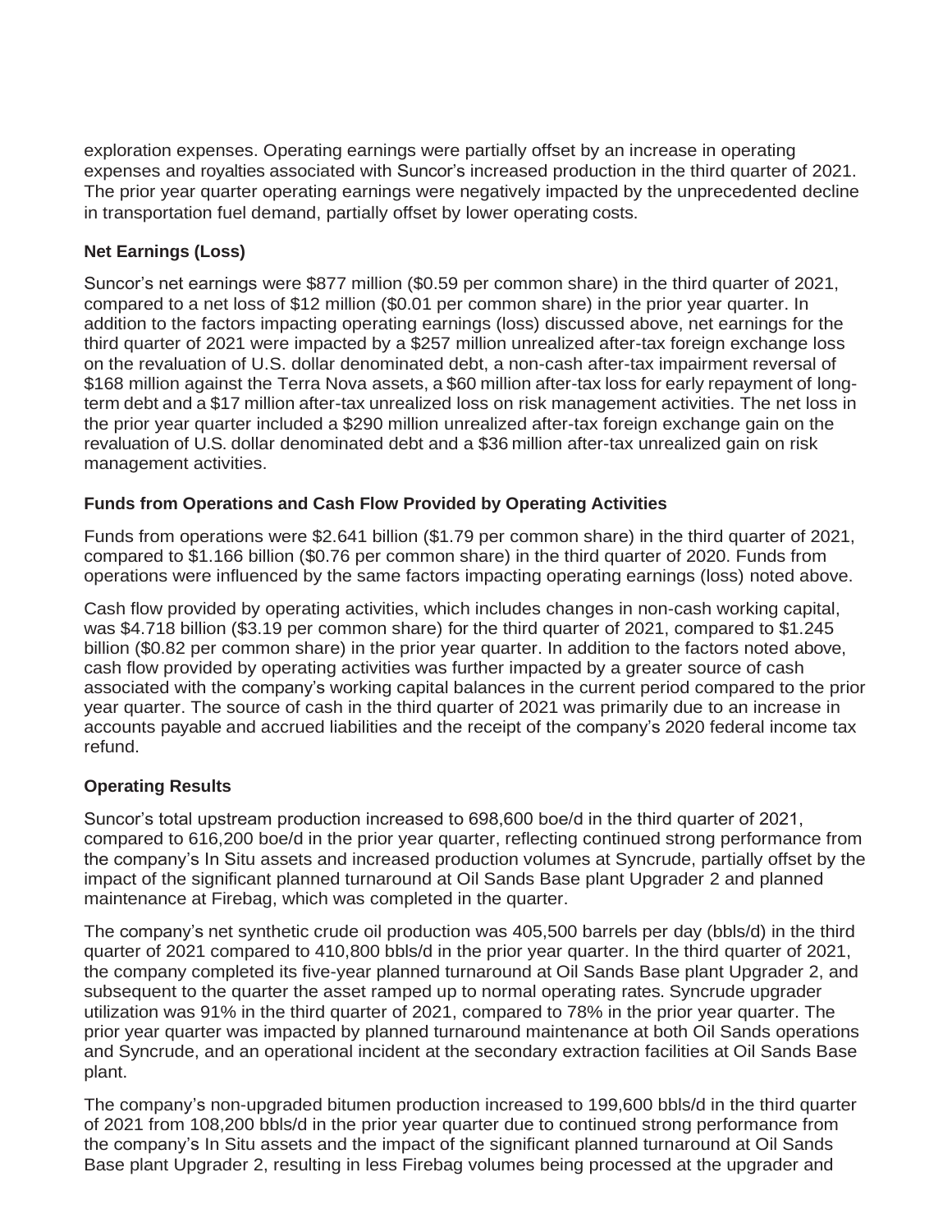exploration expenses. Operating earnings were partially offset by an increase in operating expenses and royalties associated with Suncor's increased production in the third quarter of 2021. The prior year quarter operating earnings were negatively impacted by the unprecedented decline in transportation fuel demand, partially offset by lower operating costs.

**Net Earnings (Loss)**

Suncor's net earnings were $877 million ($0.59 per common share) in the third quarter of 2021, compared to a net loss of $12 million ($0.01 per common share) in the prior year quarter. In addition to the factors impacting operating earnings (loss) discussed above, net earnings for the third quarter of 2021 were impacted by a $257 million unrealized after-tax foreign exchange loss on the revaluation of U.S. dollar denominated debt, a non-cash after-tax impairment reversal of $168 million against the Terra Nova assets, a $60 million after-tax loss for early repayment of long-term debt and a $17 million after-tax unrealized loss on risk management activities. The net loss in the prior year quarter included a $290 million unrealized after-tax foreign exchange gain on the revaluation of U.S. dollar denominated debt and a $36 million after-tax unrealized gain on risk management activities.

**Funds from Operations and Cash Flow Provided by Operating Activities**

Funds from operations were $2.641 billion ($1.79 per common share) in the third quarter of 2021, compared to $1.166 billion ($0.76 per common share) in the third quarter of 2020. Funds from operations were influenced by the same factors impacting operating earnings (loss) noted above.

Cash flow provided by operating activities, which includes changes in non-cash working capital, was $4.718 billion ($3.19 per common share) for the third quarter of 2021, compared to $1.245 billion ($0.82 per common share) in the prior year quarter. In addition to the factors noted above, cash flow provided by operating activities was further impacted by a greater source of cash associated with the company's working capital balances in the current period compared to the prior year quarter. The source of cash in the third quarter of 2021 was primarily due to an increase in accounts payable and accrued liabilities and the receipt of the company's 2020 federal income tax refund.

**Operating Results**

Suncor's total upstream production increased to 698,600 boe/d in the third quarter of 2021, compared to 616,200 boe/d in the prior year quarter, reflecting continued strong performance from the company's In Situ assets and increased production volumes at Syncrude, partially offset by the impact of the significant planned turnaround at Oil Sands Base plant Upgrader 2 and planned maintenance at Firebag, which was completed in the quarter.

The company's net synthetic crude oil production was 405,500 barrels per day (bbls/d) in the third quarter of 2021 compared to 410,800 bbls/d in the prior year quarter. In the third quarter of 2021, the company completed its five-year planned turnaround at Oil Sands Base plant Upgrader 2, and subsequent to the quarter the asset ramped up to normal operating rates. Syncrude upgrader utilization was 91% in the third quarter of 2021, compared to 78% in the prior year quarter. The prior year quarter was impacted by planned turnaround maintenance at both Oil Sands operations and Syncrude, and an operational incident at the secondary extraction facilities at Oil Sands Base plant.

The company's non-upgraded bitumen production increased to 199,600 bbls/d in the third quarter of 2021 from 108,200 bbls/d in the prior year quarter due to continued strong performance from the company's In Situ assets and the impact of the significant planned turnaround at Oil Sands Base plant Upgrader 2, resulting in less Firebag volumes being processed at the upgrader and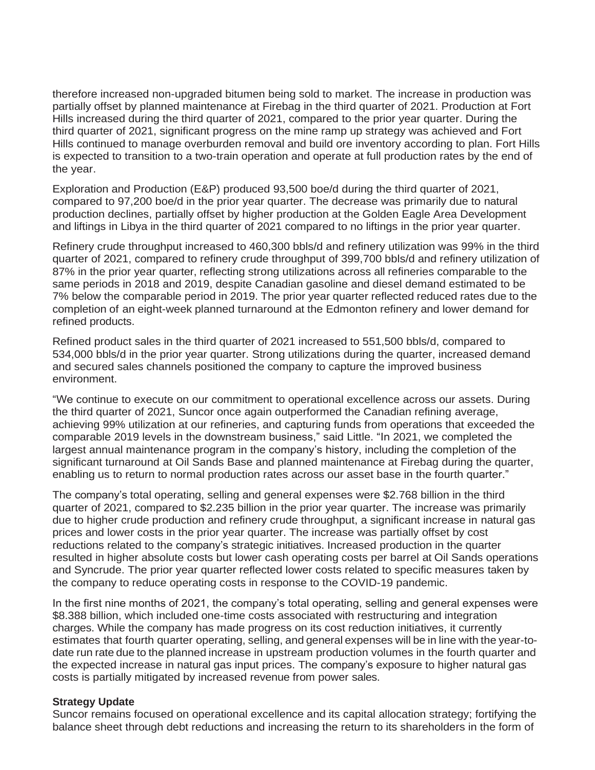therefore increased non-upgraded bitumen being sold to market. The increase in production was partially offset by planned maintenance at Firebag in the third quarter of 2021. Production at Fort Hills increased during the third quarter of 2021, compared to the prior year quarter. During the third quarter of 2021, significant progress on the mine ramp up strategy was achieved and Fort Hills continued to manage overburden removal and build ore inventory according to plan. Fort Hills is expected to transition to a two-train operation and operate at full production rates by the end of the year.

Exploration and Production (E&P) produced 93,500 boe/d during the third quarter of 2021, compared to 97,200 boe/d in the prior year quarter. The decrease was primarily due to natural production declines, partially offset by higher production at the Golden Eagle Area Development and liftings in Libya in the third quarter of 2021 compared to no liftings in the prior year quarter.

Refinery crude throughput increased to 460,300 bbls/d and refinery utilization was 99% in the third quarter of 2021, compared to refinery crude throughput of 399,700 bbls/d and refinery utilization of 87% in the prior year quarter, reflecting strong utilizations across all refineries comparable to the same periods in 2018 and 2019, despite Canadian gasoline and diesel demand estimated to be 7% below the comparable period in 2019. The prior year quarter reflected reduced rates due to the completion of an eight-week planned turnaround at the Edmonton refinery and lower demand for refined products.

Refined product sales in the third quarter of 2021 increased to 551,500 bbls/d, compared to 534,000 bbls/d in the prior year quarter. Strong utilizations during the quarter, increased demand and secured sales channels positioned the company to capture the improved business environment.

"We continue to execute on our commitment to operational excellence across our assets. During the third quarter of 2021, Suncor once again outperformed the Canadian refining average, achieving 99% utilization at our refineries, and capturing funds from operations that exceeded the comparable 2019 levels in the downstream business," said Little. "In 2021, we completed the largest annual maintenance program in the company's history, including the completion of the significant turnaround at Oil Sands Base and planned maintenance at Firebag during the quarter, enabling us to return to normal production rates across our asset base in the fourth quarter."

The company's total operating, selling and general expenses were $2.768 billion in the third quarter of 2021, compared to $2.235 billion in the prior year quarter. The increase was primarily due to higher crude production and refinery crude throughput, a significant increase in natural gas prices and lower costs in the prior year quarter. The increase was partially offset by cost reductions related to the company's strategic initiatives. Increased production in the quarter resulted in higher absolute costs but lower cash operating costs per barrel at Oil Sands operations and Syncrude. The prior year quarter reflected lower costs related to specific measures taken by the company to reduce operating costs in response to the COVID-19 pandemic.

In the first nine months of 2021, the company's total operating, selling and general expenses were $8.388 billion, which included one-time costs associated with restructuring and integration charges. While the company has made progress on its cost reduction initiatives, it currently estimates that fourth quarter operating, selling, and general expenses will be in line with the year-to-date run rate due to the planned increase in upstream production volumes in the fourth quarter and the expected increase in natural gas input prices. The company's exposure to higher natural gas costs is partially mitigated by increased revenue from power sales.

**Strategy Update**

Suncor remains focused on operational excellence and its capital allocation strategy; fortifying the balance sheet through debt reductions and increasing the return to its shareholders in the form of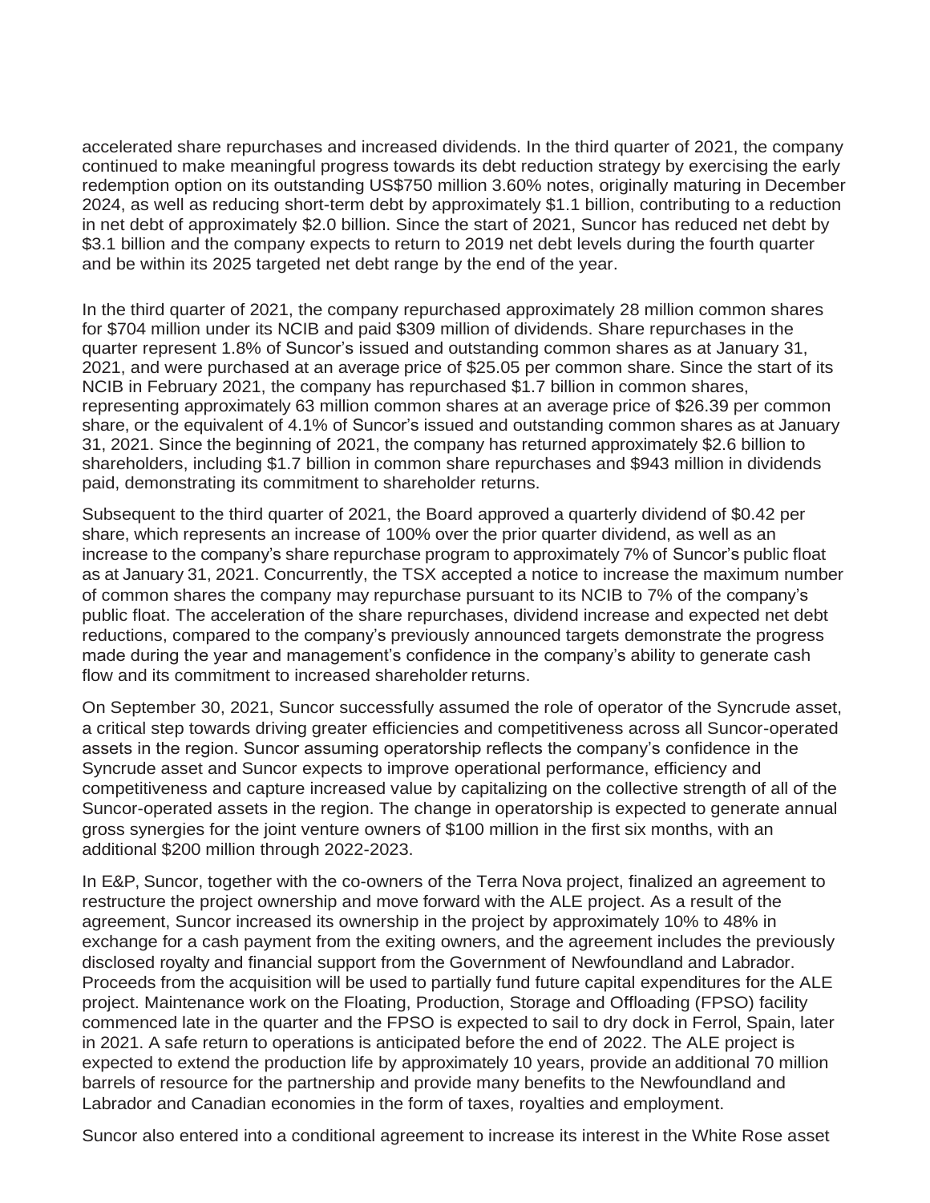accelerated share repurchases and increased dividends. In the third quarter of 2021, the company continued to make meaningful progress towards its debt reduction strategy by exercising the early redemption option on its outstanding US$750 million 3.60% notes, originally maturing in December 2024, as well as reducing short-term debt by approximately $1.1 billion, contributing to a reduction in net debt of approximately $2.0 billion. Since the start of 2021, Suncor has reduced net debt by $3.1 billion and the company expects to return to 2019 net debt levels during the fourth quarter and be within its 2025 targeted net debt range by the end of the year.

In the third quarter of 2021, the company repurchased approximately 28 million common shares for $704 million under its NCIB and paid $309 million of dividends. Share repurchases in the quarter represent 1.8% of Suncor's issued and outstanding common shares as at January 31, 2021, and were purchased at an average price of $25.05 per common share. Since the start of its NCIB in February 2021, the company has repurchased $1.7 billion in common shares, representing approximately 63 million common shares at an average price of $26.39 per common share, or the equivalent of 4.1% of Suncor's issued and outstanding common shares as at January 31, 2021. Since the beginning of 2021, the company has returned approximately $2.6 billion to shareholders, including $1.7 billion in common share repurchases and $943 million in dividends paid, demonstrating its commitment to shareholder returns.

Subsequent to the third quarter of 2021, the Board approved a quarterly dividend of $0.42 per share, which represents an increase of 100% over the prior quarter dividend, as well as an increase to the company's share repurchase program to approximately 7% of Suncor's public float as at January 31, 2021. Concurrently, the TSX accepted a notice to increase the maximum number of common shares the company may repurchase pursuant to its NCIB to 7% of the company's public float. The acceleration of the share repurchases, dividend increase and expected net debt reductions, compared to the company's previously announced targets demonstrate the progress made during the year and management's confidence in the company's ability to generate cash flow and its commitment to increased shareholder returns.

On September 30, 2021, Suncor successfully assumed the role of operator of the Syncrude asset, a critical step towards driving greater efficiencies and competitiveness across all Suncor-operated assets in the region. Suncor assuming operatorship reflects the company's confidence in the Syncrude asset and Suncor expects to improve operational performance, efficiency and competitiveness and capture increased value by capitalizing on the collective strength of all of the Suncor-operated assets in the region. The change in operatorship is expected to generate annual gross synergies for the joint venture owners of $100 million in the first six months, with an additional $200 million through 2022-2023.

In E&P, Suncor, together with the co-owners of the Terra Nova project, finalized an agreement to restructure the project ownership and move forward with the ALE project. As a result of the agreement, Suncor increased its ownership in the project by approximately 10% to 48% in exchange for a cash payment from the exiting owners, and the agreement includes the previously disclosed royalty and financial support from the Government of Newfoundland and Labrador. Proceeds from the acquisition will be used to partially fund future capital expenditures for the ALE project. Maintenance work on the Floating, Production, Storage and Offloading (FPSO) facility commenced late in the quarter and the FPSO is expected to sail to dry dock in Ferrol, Spain, later in 2021. A safe return to operations is anticipated before the end of 2022. The ALE project is expected to extend the production life by approximately 10 years, provide an additional 70 million barrels of resource for the partnership and provide many benefits to the Newfoundland and Labrador and Canadian economies in the form of taxes, royalties and employment.

Suncor also entered into a conditional agreement to increase its interest in the White Rose asset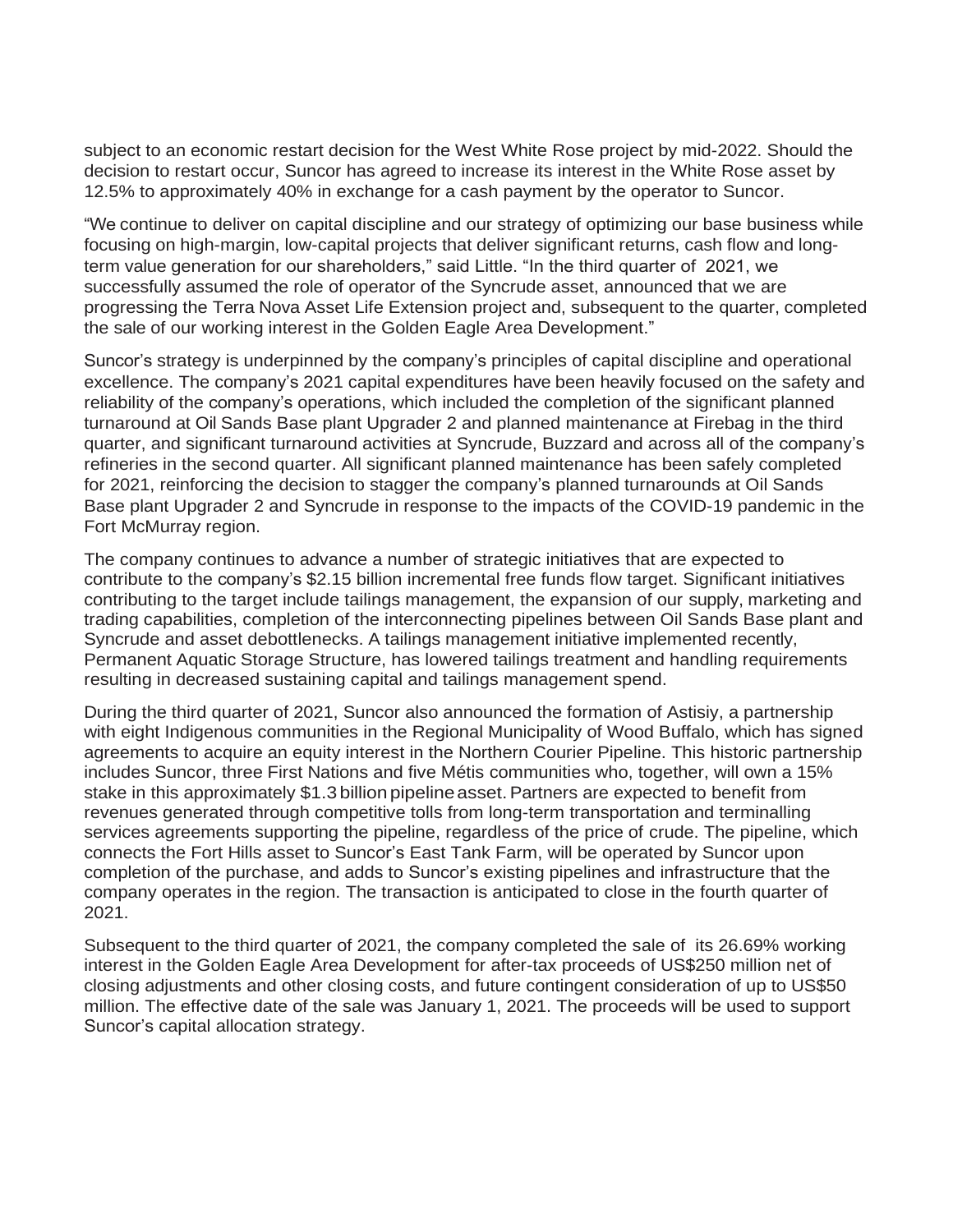subject to an economic restart decision for the West White Rose project by mid-2022. Should the decision to restart occur, Suncor has agreed to increase its interest in the White Rose asset by 12.5% to approximately 40% in exchange for a cash payment by the operator to Suncor.

"We continue to deliver on capital discipline and our strategy of optimizing our base business while focusing on high-margin, low-capital projects that deliver significant returns, cash flow and long-term value generation for our shareholders," said Little. "In the third quarter of 2021, we successfully assumed the role of operator of the Syncrude asset, announced that we are progressing the Terra Nova Asset Life Extension project and, subsequent to the quarter, completed the sale of our working interest in the Golden Eagle Area Development."

Suncor's strategy is underpinned by the company's principles of capital discipline and operational excellence. The company's 2021 capital expenditures have been heavily focused on the safety and reliability of the company's operations, which included the completion of the significant planned turnaround at Oil Sands Base plant Upgrader 2 and planned maintenance at Firebag in the third quarter, and significant turnaround activities at Syncrude, Buzzard and across all of the company's refineries in the second quarter. All significant planned maintenance has been safely completed for 2021, reinforcing the decision to stagger the company's planned turnarounds at Oil Sands Base plant Upgrader 2 and Syncrude in response to the impacts of the COVID-19 pandemic in the Fort McMurray region.

The company continues to advance a number of strategic initiatives that are expected to contribute to the company's $2.15 billion incremental free funds flow target. Significant initiatives contributing to the target include tailings management, the expansion of our supply, marketing and trading capabilities, completion of the interconnecting pipelines between Oil Sands Base plant and Syncrude and asset debottlenecks. A tailings management initiative implemented recently, Permanent Aquatic Storage Structure, has lowered tailings treatment and handling requirements resulting in decreased sustaining capital and tailings management spend.

During the third quarter of 2021, Suncor also announced the formation of Astisiy, a partnership with eight Indigenous communities in the Regional Municipality of Wood Buffalo, which has signed agreements to acquire an equity interest in the Northern Courier Pipeline. This historic partnership includes Suncor, three First Nations and five Métis communities who, together, will own a 15% stake in this approximately $1.3 billion pipeline asset. Partners are expected to benefit from revenues generated through competitive tolls from long-term transportation and terminalling services agreements supporting the pipeline, regardless of the price of crude. The pipeline, which connects the Fort Hills asset to Suncor's East Tank Farm, will be operated by Suncor upon completion of the purchase, and adds to Suncor's existing pipelines and infrastructure that the company operates in the region. The transaction is anticipated to close in the fourth quarter of 2021.

Subsequent to the third quarter of 2021, the company completed the sale of its 26.69% working interest in the Golden Eagle Area Development for after-tax proceeds of US$250 million net of closing adjustments and other closing costs, and future contingent consideration of up to US$50 million. The effective date of the sale was January 1, 2021. The proceeds will be used to support Suncor's capital allocation strategy.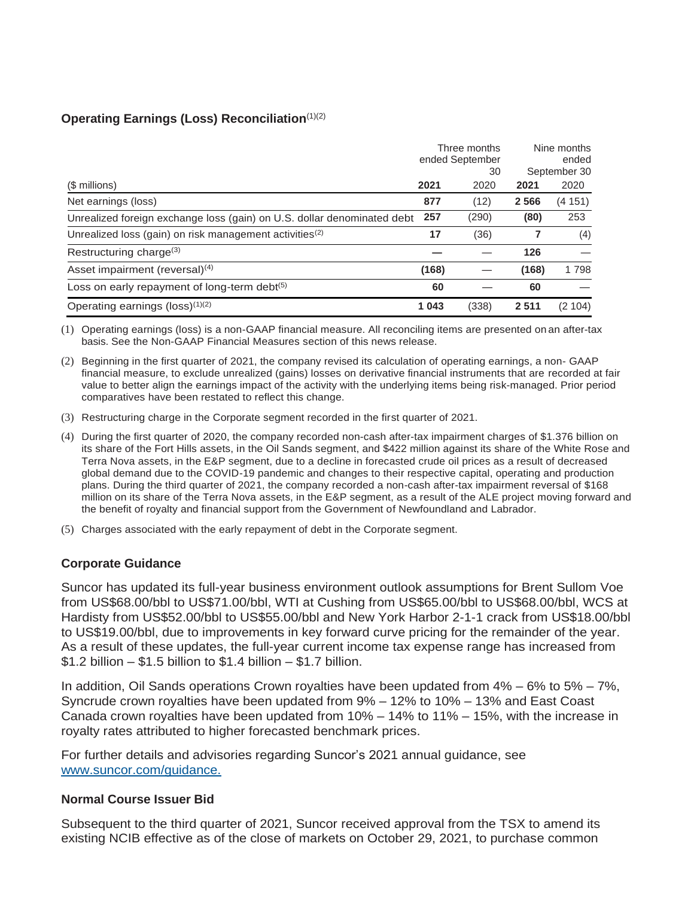### Operating Earnings (Loss) Reconciliation[(1)(2)]

| ($ millions) | Three months ended September 30 | | Nine months ended September 30 | |
|---|---|---|---|---|
| | **2021** | 2020 | **2021** | 2020 |
| Net earnings (loss) | **877** | (12) | **2 566** | (4 151) |
| Unrealized foreign exchange loss (gain) on U.S. dollar denominated debt | **257** | (290) | **(80)** | 253 |
| Unrealized loss (gain) on risk management activities[(2)] | **17** | (36) | **7** | (4) |
| Restructuring charge[(3)] | **—** | — | **126** | — |
| Asset impairment (reversal)[(4)] | **(168)** | — | **(168)** | 1 798 |
| Loss on early repayment of long-term debt[(5)] | **60** | — | **60** | — |
| Operating earnings (loss)[(1)(2)] | **1 043** | (338) | **2 511** | (2 104) |

(1) Operating earnings (loss) is a non-GAAP financial measure. All reconciling items are presented on an after-tax basis. See the Non-GAAP Financial Measures section of this news release.

(2) Beginning in the first quarter of 2021, the company revised its calculation of operating earnings, a non- GAAP financial measure, to exclude unrealized (gains) losses on derivative financial instruments that are recorded at fair value to better align the earnings impact of the activity with the underlying items being risk-managed. Prior period comparatives have been restated to reflect this change.

(3) Restructuring charge in the Corporate segment recorded in the first quarter of 2021.

(4) During the first quarter of 2020, the company recorded non-cash after-tax impairment charges of $1.376 billion on its share of the Fort Hills assets, in the Oil Sands segment, and $422 million against its share of the White Rose and Terra Nova assets, in the E&P segment, due to a decline in forecasted crude oil prices as a result of decreased global demand due to the COVID-19 pandemic and changes to their respective capital, operating and production plans. During the third quarter of 2021, the company recorded a non-cash after-tax impairment reversal of $168 million on its share of the Terra Nova assets, in the E&P segment, as a result of the ALE project moving forward and the benefit of royalty and financial support from the Government of Newfoundland and Labrador.

(5) Charges associated with the early repayment of debt in the Corporate segment.

### Corporate Guidance

Suncor has updated its full-year business environment outlook assumptions for Brent Sullom Voe from US$68.00/bbl to US$71.00/bbl, WTI at Cushing from US$65.00/bbl to US$68.00/bbl, WCS at Hardisty from US$52.00/bbl to US$55.00/bbl and New York Harbor 2-1-1 crack from US$18.00/bbl to US$19.00/bbl, due to improvements in key forward curve pricing for the remainder of the year. As a result of these updates, the full-year current income tax expense range has increased from $1.2 billion – $1.5 billion to $1.4 billion – $1.7 billion.

In addition, Oil Sands operations Crown royalties have been updated from 4% – 6% to 5% – 7%, Syncrude crown royalties have been updated from 9% – 12% to 10% – 13% and East Coast Canada crown royalties have been updated from 10% – 14% to 11% – 15%, with the increase in royalty rates attributed to higher forecasted benchmark prices.

For further details and advisories regarding Suncor's 2021 annual guidance, see [www.suncor.com/guidance.](www.suncor.com/guidance)

### Normal Course Issuer Bid

Subsequent to the third quarter of 2021, Suncor received approval from the TSX to amend its existing NCIB effective as of the close of markets on October 29, 2021, to purchase common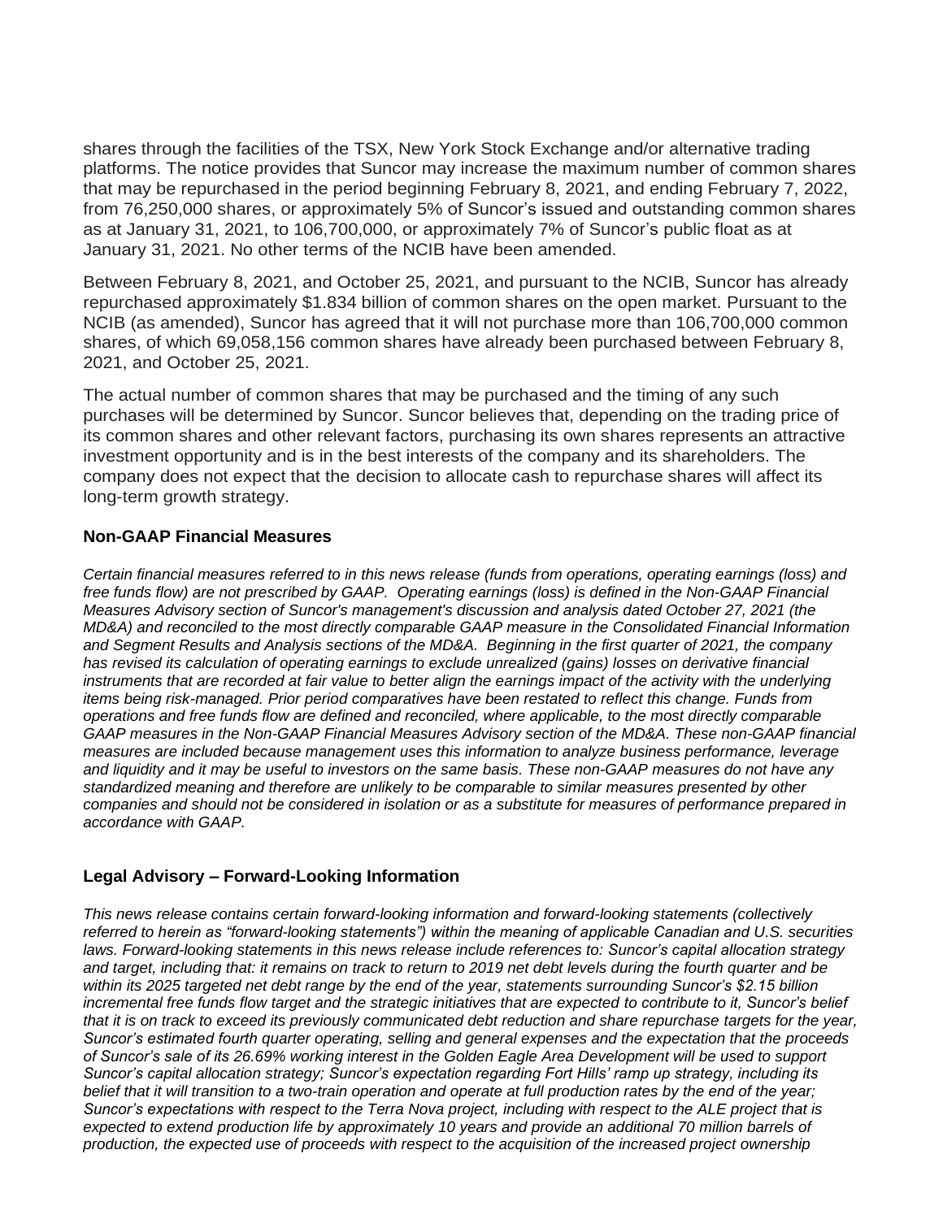shares through the facilities of the TSX, New York Stock Exchange and/or alternative trading platforms. The notice provides that Suncor may increase the maximum number of common shares that may be repurchased in the period beginning February 8, 2021, and ending February 7, 2022, from 76,250,000 shares, or approximately 5% of Suncor's issued and outstanding common shares as at January 31, 2021, to 106,700,000, or approximately 7% of Suncor's public float as at January 31, 2021. No other terms of the NCIB have been amended.

Between February 8, 2021, and October 25, 2021, and pursuant to the NCIB, Suncor has already repurchased approximately $1.834 billion of common shares on the open market. Pursuant to the NCIB (as amended), Suncor has agreed that it will not purchase more than 106,700,000 common shares, of which 69,058,156 common shares have already been purchased between February 8, 2021, and October 25, 2021.

The actual number of common shares that may be purchased and the timing of any such purchases will be determined by Suncor. Suncor believes that, depending on the trading price of its common shares and other relevant factors, purchasing its own shares represents an attractive investment opportunity and is in the best interests of the company and its shareholders. The company does not expect that the decision to allocate cash to repurchase shares will affect its long-term growth strategy.

## Non-GAAP Financial Measures

*Certain financial measures referred to in this news release (funds from operations, operating earnings (loss) and free funds flow) are not prescribed by GAAP. Operating earnings (loss) is defined in the Non-GAAP Financial Measures Advisory section of Suncor's management's discussion and analysis dated October 27, 2021 (the MD&A) and reconciled to the most directly comparable GAAP measure in the Consolidated Financial Information and Segment Results and Analysis sections of the MD&A. Beginning in the first quarter of 2021, the company has revised its calculation of operating earnings to exclude unrealized (gains) losses on derivative financial instruments that are recorded at fair value to better align the earnings impact of the activity with the underlying items being risk-managed. Prior period comparatives have been restated to reflect this change. Funds from operations and free funds flow are defined and reconciled, where applicable, to the most directly comparable GAAP measures in the Non-GAAP Financial Measures Advisory section of the MD&A. These non-GAAP financial measures are included because management uses this information to analyze business performance, leverage and liquidity and it may be useful to investors on the same basis. These non-GAAP measures do not have any standardized meaning and therefore are unlikely to be comparable to similar measures presented by other companies and should not be considered in isolation or as a substitute for measures of performance prepared in accordance with GAAP.*

## Legal Advisory – Forward-Looking Information

*This news release contains certain forward-looking information and forward-looking statements (collectively referred to herein as "forward-looking statements") within the meaning of applicable Canadian and U.S. securities laws. Forward-looking statements in this news release include references to: Suncor's capital allocation strategy and target, including that: it remains on track to return to 2019 net debt levels during the fourth quarter and be within its 2025 targeted net debt range by the end of the year, statements surrounding Suncor's $2.15 billion incremental free funds flow target and the strategic initiatives that are expected to contribute to it, Suncor's belief that it is on track to exceed its previously communicated debt reduction and share repurchase targets for the year, Suncor's estimated fourth quarter operating, selling and general expenses and the expectation that the proceeds of Suncor's sale of its 26.69% working interest in the Golden Eagle Area Development will be used to support Suncor's capital allocation strategy; Suncor's expectation regarding Fort Hills' ramp up strategy, including its belief that it will transition to a two-train operation and operate at full production rates by the end of the year; Suncor's expectations with respect to the Terra Nova project, including with respect to the ALE project that is expected to extend production life by approximately 10 years and provide an additional 70 million barrels of production, the expected use of proceeds with respect to the acquisition of the increased project ownership*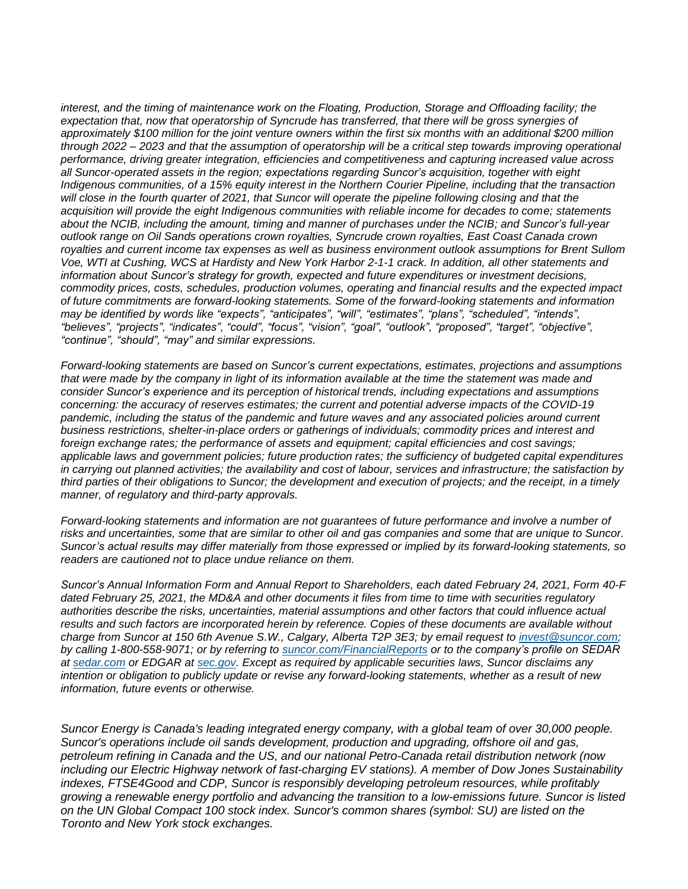*interest, and the timing of maintenance work on the Floating, Production, Storage and Offloading facility; the expectation that, now that operatorship of Syncrude has transferred, that there will be gross synergies of approximately $100 million for the joint venture owners within the first six months with an additional $200 million through 2022 – 2023 and that the assumption of operatorship will be a critical step towards improving operational performance, driving greater integration, efficiencies and competitiveness and capturing increased value across all Suncor-operated assets in the region; expectations regarding Suncor's acquisition, together with eight Indigenous communities, of a 15% equity interest in the Northern Courier Pipeline, including that the transaction will close in the fourth quarter of 2021, that Suncor will operate the pipeline following closing and that the acquisition will provide the eight Indigenous communities with reliable income for decades to come; statements about the NCIB, including the amount, timing and manner of purchases under the NCIB; and Suncor's full-year outlook range on Oil Sands operations crown royalties, Syncrude crown royalties, East Coast Canada crown royalties and current income tax expenses as well as business environment outlook assumptions for Brent Sullom Voe, WTI at Cushing, WCS at Hardisty and New York Harbor 2-1-1 crack. In addition, all other statements and information about Suncor's strategy for growth, expected and future expenditures or investment decisions, commodity prices, costs, schedules, production volumes, operating and financial results and the expected impact of future commitments are forward-looking statements. Some of the forward-looking statements and information may be identified by words like "expects", "anticipates", "will", "estimates", "plans", "scheduled", "intends", "believes", "projects", "indicates", "could", "focus", "vision", "goal", "outlook", "proposed", "target", "objective", "continue", "should", "may" and similar expressions.*

*Forward-looking statements are based on Suncor's current expectations, estimates, projections and assumptions that were made by the company in light of its information available at the time the statement was made and consider Suncor's experience and its perception of historical trends, including expectations and assumptions concerning: the accuracy of reserves estimates; the current and potential adverse impacts of the COVID-19 pandemic, including the status of the pandemic and future waves and any associated policies around current business restrictions, shelter-in-place orders or gatherings of individuals; commodity prices and interest and foreign exchange rates; the performance of assets and equipment; capital efficiencies and cost savings; applicable laws and government policies; future production rates; the sufficiency of budgeted capital expenditures in carrying out planned activities; the availability and cost of labour, services and infrastructure; the satisfaction by third parties of their obligations to Suncor; the development and execution of projects; and the receipt, in a timely manner, of regulatory and third-party approvals.*

*Forward-looking statements and information are not guarantees of future performance and involve a number of risks and uncertainties, some that are similar to other oil and gas companies and some that are unique to Suncor. Suncor's actual results may differ materially from those expressed or implied by its forward-looking statements, so readers are cautioned not to place undue reliance on them.*

*Suncor's Annual Information Form and Annual Report to Shareholders, each dated February 24, 2021, Form 40-F dated February 25, 2021, the MD&A and other documents it files from time to time with securities regulatory authorities describe the risks, uncertainties, material assumptions and other factors that could influence actual results and such factors are incorporated herein by reference. Copies of these documents are available without charge from Suncor at 150 6th Avenue S.W., Calgary, Alberta T2P 3E3; by email request to invest@suncor.com; by calling 1-800-558-9071; or by referring to suncor.com/FinancialReports or to the company's profile on SEDAR at sedar.com or EDGAR at sec.gov. Except as required by applicable securities laws, Suncor disclaims any intention or obligation to publicly update or revise any forward-looking statements, whether as a result of new information, future events or otherwise.*

*Suncor Energy is Canada's leading integrated energy company, with a global team of over 30,000 people. Suncor's operations include oil sands development, production and upgrading, offshore oil and gas, petroleum refining in Canada and the US, and our national Petro-Canada retail distribution network (now including our Electric Highway network of fast-charging EV stations). A member of Dow Jones Sustainability indexes, FTSE4Good and CDP, Suncor is responsibly developing petroleum resources, while profitably growing a renewable energy portfolio and advancing the transition to a low-emissions future. Suncor is listed on the UN Global Compact 100 stock index. Suncor's common shares (symbol: SU) are listed on the Toronto and New York stock exchanges.*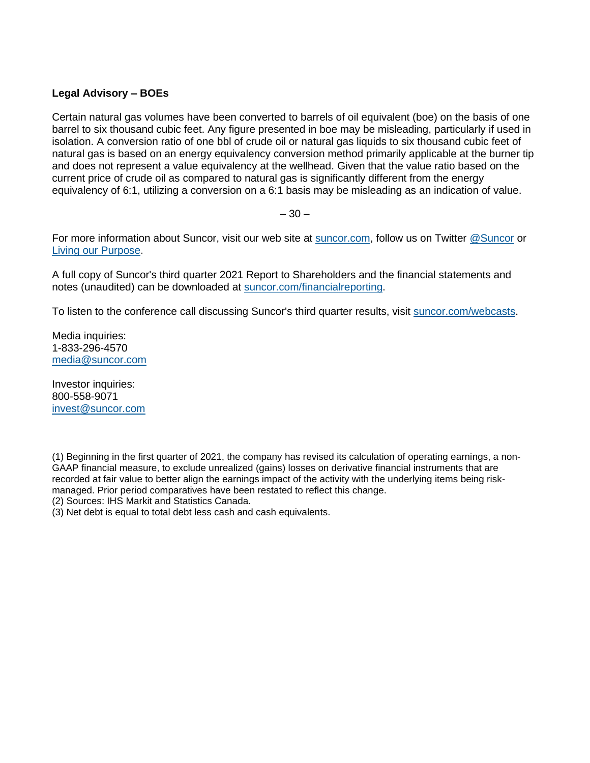**Legal Advisory – BOEs**

Certain natural gas volumes have been converted to barrels of oil equivalent (boe) on the basis of one barrel to six thousand cubic feet. Any figure presented in boe may be misleading, particularly if used in isolation. A conversion ratio of one bbl of crude oil or natural gas liquids to six thousand cubic feet of natural gas is based on an energy equivalency conversion method primarily applicable at the burner tip and does not represent a value equivalency at the wellhead. Given that the value ratio based on the current price of crude oil as compared to natural gas is significantly different from the energy equivalency of 6:1, utilizing a conversion on a 6:1 basis may be misleading as an indication of value.

– 30 –

For more information about Suncor, visit our web site at suncor.com, follow us on Twitter @Suncor or Living our Purpose.

A full copy of Suncor's third quarter 2021 Report to Shareholders and the financial statements and notes (unaudited) can be downloaded at suncor.com/financialreporting.

To listen to the conference call discussing Suncor's third quarter results, visit suncor.com/webcasts.

Media inquiries:
1-833-296-4570
media@suncor.com

Investor inquiries:
800-558-9071
invest@suncor.com

(1) Beginning in the first quarter of 2021, the company has revised its calculation of operating earnings, a non-GAAP financial measure, to exclude unrealized (gains) losses on derivative financial instruments that are recorded at fair value to better align the earnings impact of the activity with the underlying items being risk-managed. Prior period comparatives have been restated to reflect this change.
(2) Sources: IHS Markit and Statistics Canada.
(3) Net debt is equal to total debt less cash and cash equivalents.